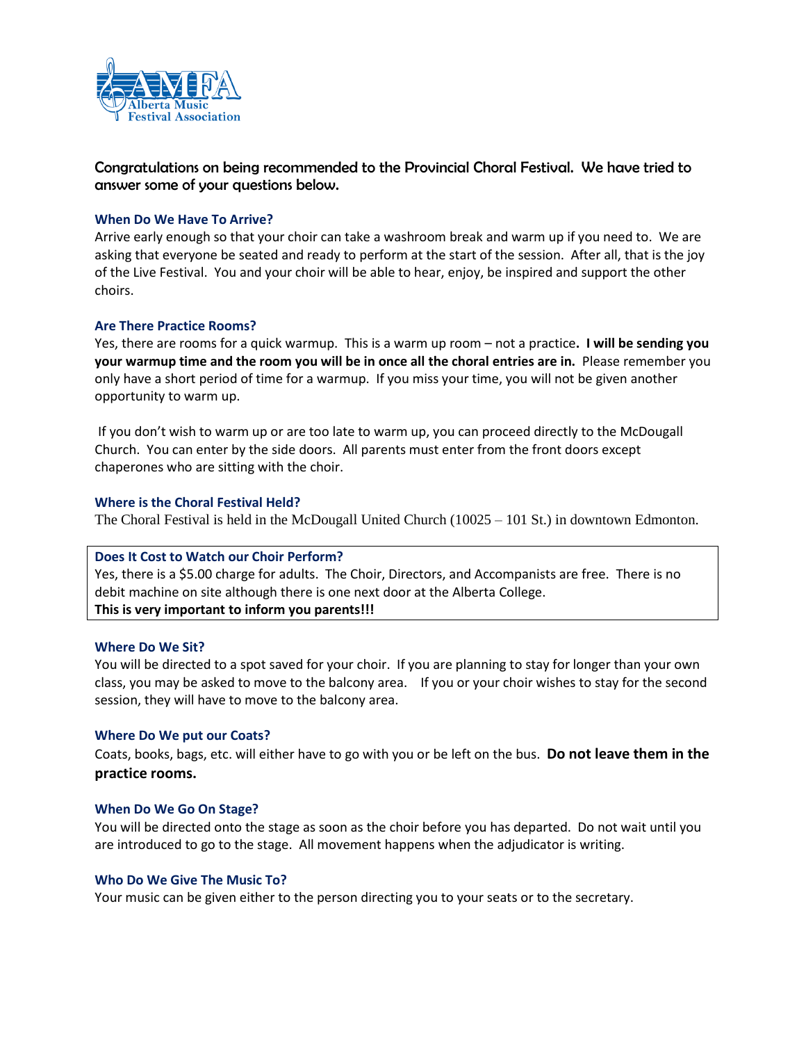AMFA Alberta Music Festival Association

Congratulations on being recommended to the Provincial Choral Festival. We have tried to answer some of your questions below.

### When Do We Have To Arrive?

Arrive early enough so that your choir can take a washroom break and warm up if you need to. We are asking that everyone be seated and ready to perform at the start of the session. After all, that is the joy of the Live Festival. You and your choir will be able to hear, enjoy, be inspired and support the other choirs.

### Are There Practice Rooms?

Yes, there are rooms for a quick warmup. This is a warm up room – not a practice**. I will be sending you your warmup time and the room you will be in once all the choral entries are in.** Please remember you only have a short period of time for a warmup. If you miss your time, you will not be given another opportunity to warm up.

If you don't wish to warm up or are too late to warm up, you can proceed directly to the McDougall Church. You can enter by the side doors. All parents must enter from the front doors except chaperones who are sitting with the choir.

### Where is the Choral Festival Held?

The Choral Festival is held in the McDougall United Church (10025 – 101 St.) in downtown Edmonton.

### Does It Cost to Watch our Choir Perform?

Yes, there is a $5.00 charge for adults. The Choir, Directors, and Accompanists are free. There is no debit machine on site although there is one next door at the Alberta College.
**This is very important to inform you parents!!!**

### Where Do We Sit?

You will be directed to a spot saved for your choir. If you are planning to stay for longer than your own class, you may be asked to move to the balcony area. If you or your choir wishes to stay for the second session, they will have to move to the balcony area.

### Where Do We put our Coats?

Coats, books, bags, etc. will either have to go with you or be left on the bus. **Do not leave them in the practice rooms.**

### When Do We Go On Stage?

You will be directed onto the stage as soon as the choir before you has departed. Do not wait until you are introduced to go to the stage. All movement happens when the adjudicator is writing.

### Who Do We Give The Music To?

Your music can be given either to the person directing you to your seats or to the secretary.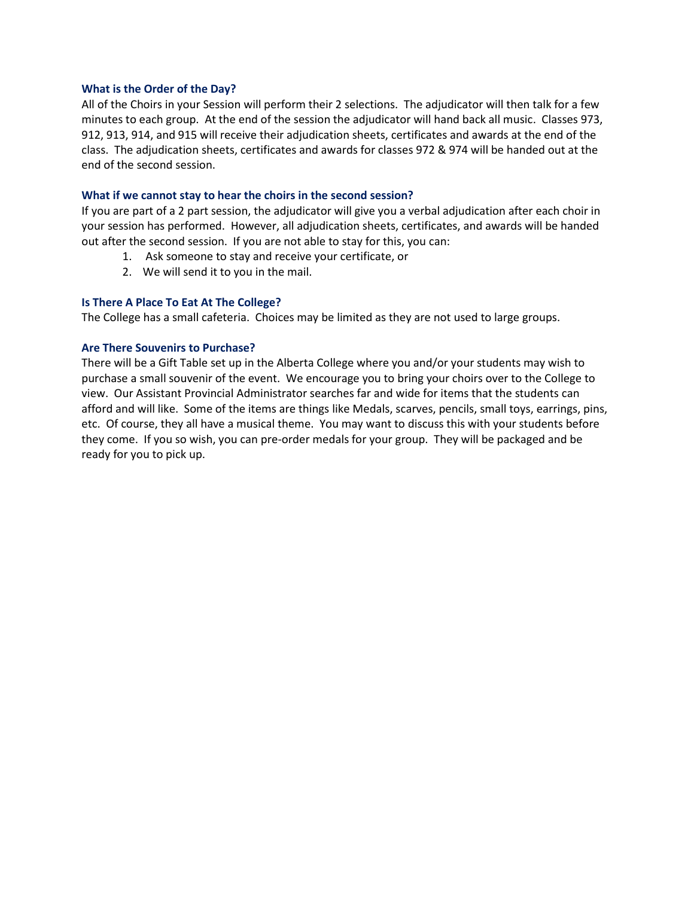### What is the Order of the Day?

All of the Choirs in your Session will perform their 2 selections. The adjudicator will then talk for a few minutes to each group. At the end of the session the adjudicator will hand back all music. Classes 973, 912, 913, 914, and 915 will receive their adjudication sheets, certificates and awards at the end of the class. The adjudication sheets, certificates and awards for classes 972 & 974 will be handed out at the end of the second session.

### What if we cannot stay to hear the choirs in the second session?

If you are part of a 2 part session, the adjudicator will give you a verbal adjudication after each choir in your session has performed. However, all adjudication sheets, certificates, and awards will be handed out after the second session. If you are not able to stay for this, you can:

1. Ask someone to stay and receive your certificate, or
2. We will send it to you in the mail.

### Is There A Place To Eat At The College?

The College has a small cafeteria. Choices may be limited as they are not used to large groups.

### Are There Souvenirs to Purchase?

There will be a Gift Table set up in the Alberta College where you and/or your students may wish to purchase a small souvenir of the event. We encourage you to bring your choirs over to the College to view. Our Assistant Provincial Administrator searches far and wide for items that the students can afford and will like. Some of the items are things like Medals, scarves, pencils, small toys, earrings, pins, etc. Of course, they all have a musical theme. You may want to discuss this with your students before they come. If you so wish, you can pre-order medals for your group. They will be packaged and be ready for you to pick up.